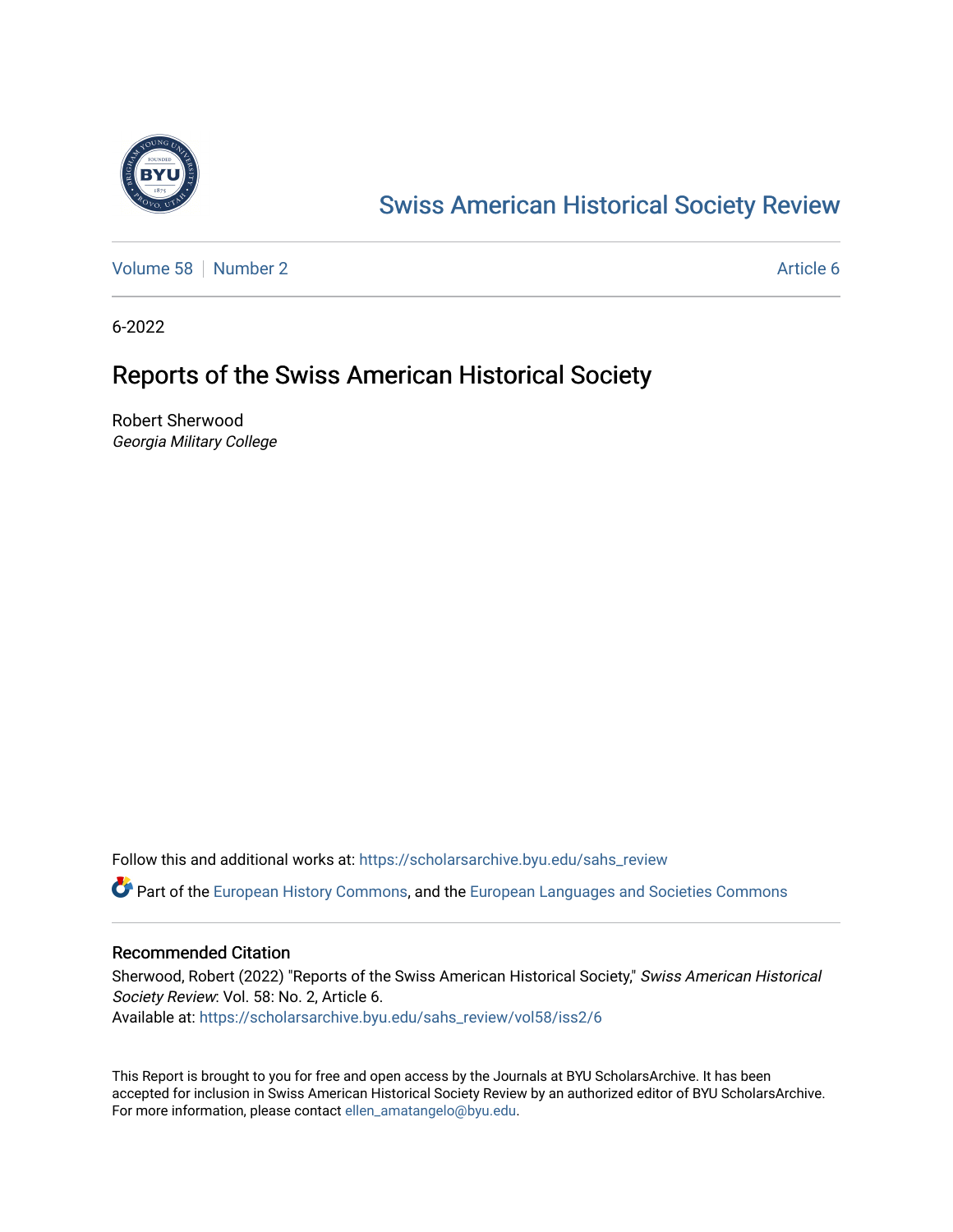# Swiss American Historical Society Review

Volume 58 | Number 2 | Article 6

6-2022

## Reports of the Swiss American Historical Society

Robert Sherwood
*Georgia Military College*

Follow this and additional works at: https://scholarsarchive.byu.edu/sahs_review

Part of the European History Commons, and the European Languages and Societies Commons

### Recommended Citation

Sherwood, Robert (2022) "Reports of the Swiss American Historical Society," *Swiss American Historical Society Review*: Vol. 58: No. 2, Article 6.
Available at: https://scholarsarchive.byu.edu/sahs_review/vol58/iss2/6

This Report is brought to you for free and open access by the Journals at BYU ScholarsArchive. It has been accepted for inclusion in Swiss American Historical Society Review by an authorized editor of BYU ScholarsArchive. For more information, please contact ellen_amatangelo@byu.edu.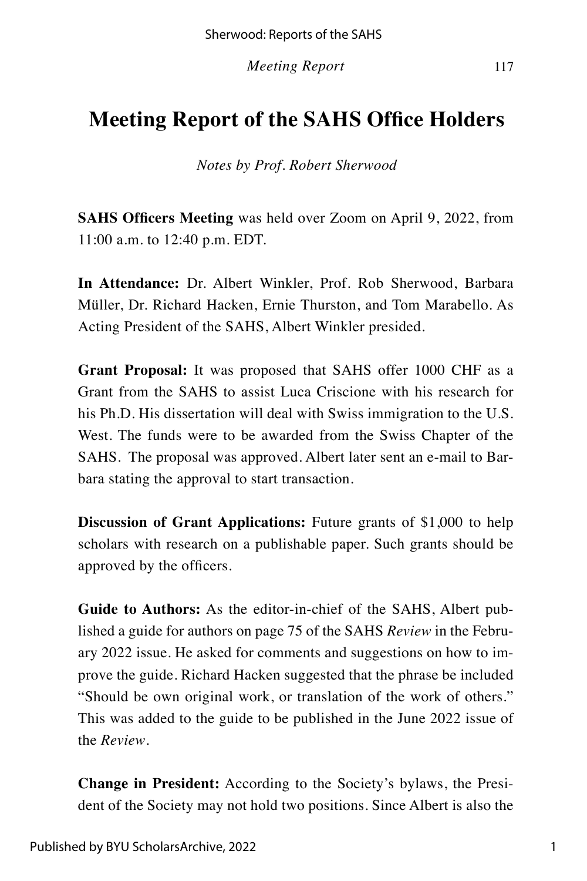# Meeting Report of the SAHS Office Holders

*Notes by Prof. Robert Sherwood*

**SAHS Officers Meeting** was held over Zoom on April 9, 2022, from 11:00 a.m. to 12:40 p.m. EDT.

**In Attendance:** Dr. Albert Winkler, Prof. Rob Sherwood, Barbara Müller, Dr. Richard Hacken, Ernie Thurston, and Tom Marabello. As Acting President of the SAHS, Albert Winkler presided.

**Grant Proposal:** It was proposed that SAHS offer 1000 CHF as a Grant from the SAHS to assist Luca Criscione with his research for his Ph.D. His dissertation will deal with Swiss immigration to the U.S. West. The funds were to be awarded from the Swiss Chapter of the SAHS. The proposal was approved. Albert later sent an e-mail to Barbara stating the approval to start transaction.

**Discussion of Grant Applications:** Future grants of $1,000 to help scholars with research on a publishable paper. Such grants should be approved by the officers.

**Guide to Authors:** As the editor-in-chief of the SAHS, Albert published a guide for authors on page 75 of the SAHS *Review* in the February 2022 issue. He asked for comments and suggestions on how to improve the guide. Richard Hacken suggested that the phrase be included "Should be own original work, or translation of the work of others." This was added to the guide to be published in the June 2022 issue of the *Review*.

**Change in President:** According to the Society's bylaws, the President of the Society may not hold two positions. Since Albert is also the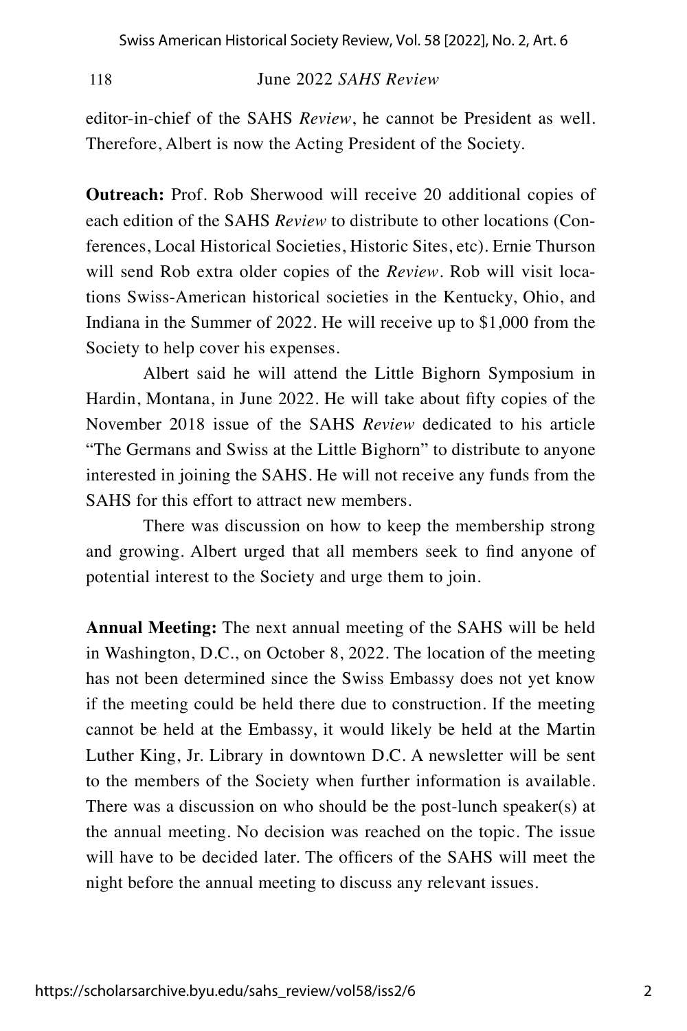editor-in-chief of the SAHS *Review*, he cannot be President as well. Therefore, Albert is now the Acting President of the Society.

**Outreach:** Prof. Rob Sherwood will receive 20 additional copies of each edition of the SAHS *Review* to distribute to other locations (Conferences, Local Historical Societies, Historic Sites, etc). Ernie Thurson will send Rob extra older copies of the *Review*. Rob will visit locations Swiss-American historical societies in the Kentucky, Ohio, and Indiana in the Summer of 2022. He will receive up to $1,000 from the Society to help cover his expenses.

Albert said he will attend the Little Bighorn Symposium in Hardin, Montana, in June 2022. He will take about fifty copies of the November 2018 issue of the SAHS *Review* dedicated to his article "The Germans and Swiss at the Little Bighorn" to distribute to anyone interested in joining the SAHS. He will not receive any funds from the SAHS for this effort to attract new members.

There was discussion on how to keep the membership strong and growing. Albert urged that all members seek to find anyone of potential interest to the Society and urge them to join.

**Annual Meeting:** The next annual meeting of the SAHS will be held in Washington, D.C., on October 8, 2022. The location of the meeting has not been determined since the Swiss Embassy does not yet know if the meeting could be held there due to construction. If the meeting cannot be held at the Embassy, it would likely be held at the Martin Luther King, Jr. Library in downtown D.C. A newsletter will be sent to the members of the Society when further information is available. There was a discussion on who should be the post-lunch speaker(s) at the annual meeting. No decision was reached on the topic. The issue will have to be decided later. The officers of the SAHS will meet the night before the annual meeting to discuss any relevant issues.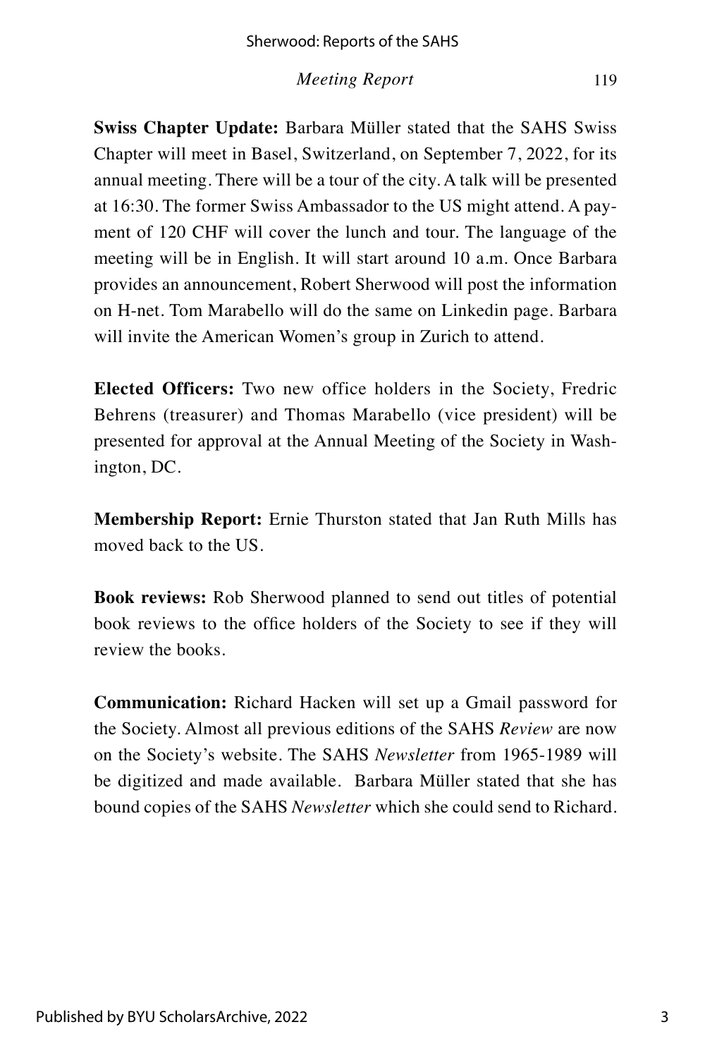**Swiss Chapter Update:** Barbara Müller stated that the SAHS Swiss Chapter will meet in Basel, Switzerland, on September 7, 2022, for its annual meeting. There will be a tour of the city. A talk will be presented at 16:30. The former Swiss Ambassador to the US might attend. A payment of 120 CHF will cover the lunch and tour. The language of the meeting will be in English. It will start around 10 a.m. Once Barbara provides an announcement, Robert Sherwood will post the information on H-net. Tom Marabello will do the same on Linkedin page. Barbara will invite the American Women's group in Zurich to attend.

**Elected Officers:** Two new office holders in the Society, Fredric Behrens (treasurer) and Thomas Marabello (vice president) will be presented for approval at the Annual Meeting of the Society in Washington, DC.

**Membership Report:** Ernie Thurston stated that Jan Ruth Mills has moved back to the US.

**Book reviews:** Rob Sherwood planned to send out titles of potential book reviews to the office holders of the Society to see if they will review the books.

**Communication:** Richard Hacken will set up a Gmail password for the Society. Almost all previous editions of the SAHS *Review* are now on the Society's website. The SAHS *Newsletter* from 1965-1989 will be digitized and made available. Barbara Müller stated that she has bound copies of the SAHS *Newsletter* which she could send to Richard.